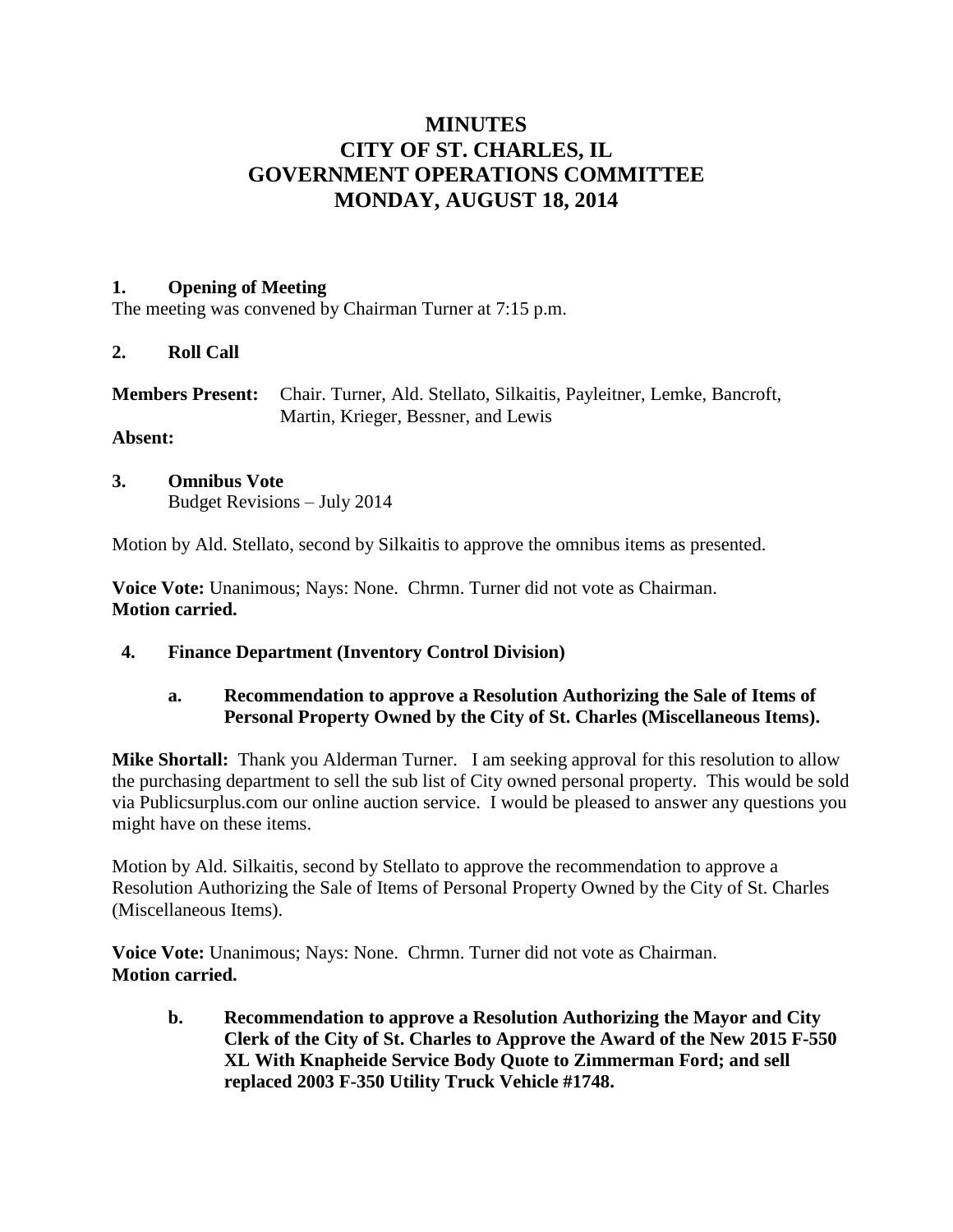# MINUTES
# CITY OF ST. CHARLES, IL
# GOVERNMENT OPERATIONS COMMITTEE
# MONDAY, AUGUST 18, 2014

**1. Opening of Meeting**

The meeting was convened by Chairman Turner at 7:15 p.m.

**2. Roll Call**

**Members Present:** Chair. Turner, Ald. Stellato, Silkaitis, Payleitner, Lemke, Bancroft, Martin, Krieger, Bessner, and Lewis

**Absent:**

**3. Omnibus Vote**

Budget Revisions – July 2014

Motion by Ald. Stellato, second by Silkaitis to approve the omnibus items as presented.

**Voice Vote:** Unanimous; Nays: None. Chrmn. Turner did not vote as Chairman.
**Motion carried.**

**4. Finance Department (Inventory Control Division)**

**a. Recommendation to approve a Resolution Authorizing the Sale of Items of Personal Property Owned by the City of St. Charles (Miscellaneous Items).**

**Mike Shortall:** Thank you Alderman Turner. I am seeking approval for this resolution to allow the purchasing department to sell the sub list of City owned personal property. This would be sold via Publicsurplus.com our online auction service. I would be pleased to answer any questions you might have on these items.

Motion by Ald. Silkaitis, second by Stellato to approve the recommendation to approve a Resolution Authorizing the Sale of Items of Personal Property Owned by the City of St. Charles (Miscellaneous Items).

**Voice Vote:** Unanimous; Nays: None. Chrmn. Turner did not vote as Chairman.
**Motion carried.**

**b. Recommendation to approve a Resolution Authorizing the Mayor and City Clerk of the City of St. Charles to Approve the Award of the New 2015 F-550 XL With Knapheide Service Body Quote to Zimmerman Ford; and sell replaced 2003 F-350 Utility Truck Vehicle #1748.**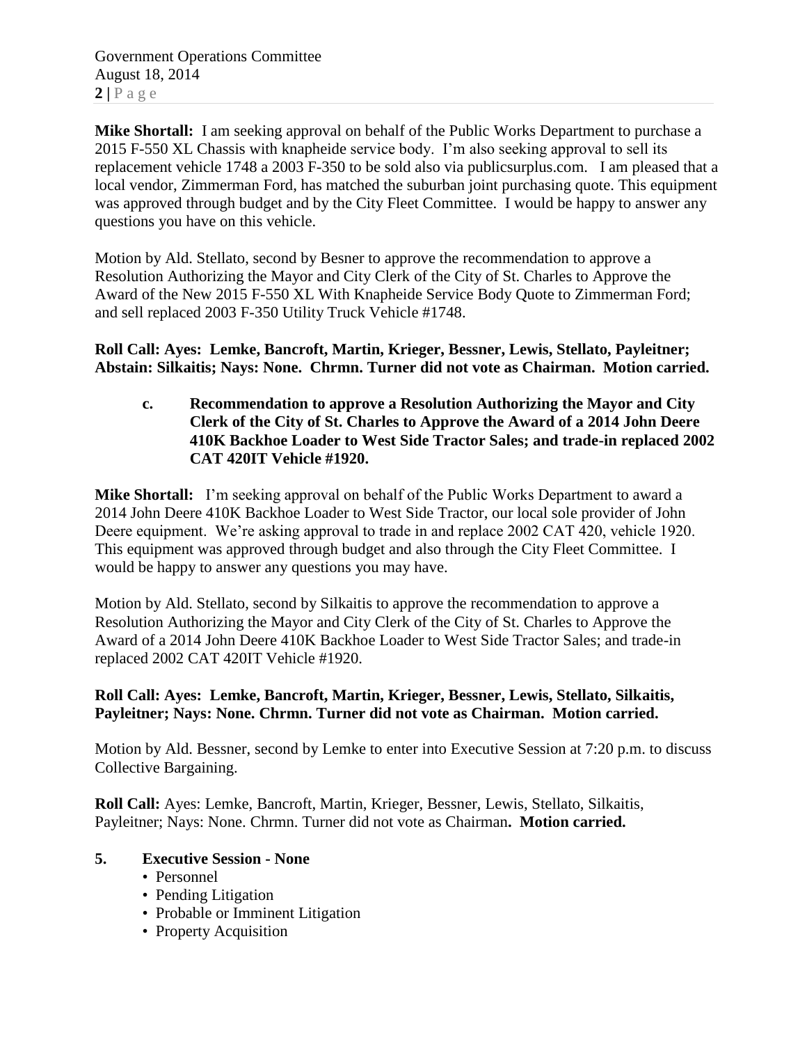**Mike Shortall:** I am seeking approval on behalf of the Public Works Department to purchase a 2015 F-550 XL Chassis with knapheide service body. I'm also seeking approval to sell its replacement vehicle 1748 a 2003 F-350 to be sold also via publicsurplus.com. I am pleased that a local vendor, Zimmerman Ford, has matched the suburban joint purchasing quote. This equipment was approved through budget and by the City Fleet Committee. I would be happy to answer any questions you have on this vehicle.

Motion by Ald. Stellato, second by Besner to approve the recommendation to approve a Resolution Authorizing the Mayor and City Clerk of the City of St. Charles to Approve the Award of the New 2015 F-550 XL With Knapheide Service Body Quote to Zimmerman Ford; and sell replaced 2003 F-350 Utility Truck Vehicle #1748.

**Roll Call: Ayes: Lemke, Bancroft, Martin, Krieger, Bessner, Lewis, Stellato, Payleitner; Abstain: Silkaitis; Nays: None. Chrmn. Turner did not vote as Chairman. Motion carried.**

**c. Recommendation to approve a Resolution Authorizing the Mayor and City Clerk of the City of St. Charles to Approve the Award of a 2014 John Deere 410K Backhoe Loader to West Side Tractor Sales; and trade-in replaced 2002 CAT 420IT Vehicle #1920.**

**Mike Shortall:** I'm seeking approval on behalf of the Public Works Department to award a 2014 John Deere 410K Backhoe Loader to West Side Tractor, our local sole provider of John Deere equipment. We're asking approval to trade in and replace 2002 CAT 420, vehicle 1920. This equipment was approved through budget and also through the City Fleet Committee. I would be happy to answer any questions you may have.

Motion by Ald. Stellato, second by Silkaitis to approve the recommendation to approve a Resolution Authorizing the Mayor and City Clerk of the City of St. Charles to Approve the Award of a 2014 John Deere 410K Backhoe Loader to West Side Tractor Sales; and trade-in replaced 2002 CAT 420IT Vehicle #1920.

**Roll Call: Ayes: Lemke, Bancroft, Martin, Krieger, Bessner, Lewis, Stellato, Silkaitis, Payleitner; Nays: None. Chrmn. Turner did not vote as Chairman. Motion carried.**

Motion by Ald. Bessner, second by Lemke to enter into Executive Session at 7:20 p.m. to discuss Collective Bargaining.

**Roll Call:** Ayes: Lemke, Bancroft, Martin, Krieger, Bessner, Lewis, Stellato, Silkaitis, Payleitner; Nays: None. Chrmn. Turner did not vote as Chairman**. Motion carried.**

**5. Executive Session - None**

- Personnel
- Pending Litigation
- Probable or Imminent Litigation
- Property Acquisition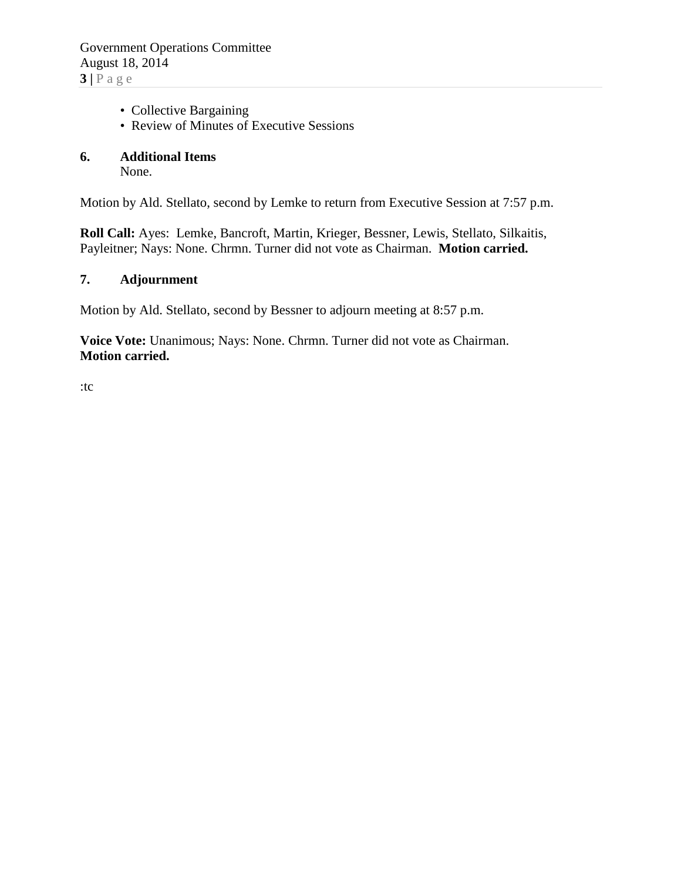- Collective Bargaining
- Review of Minutes of Executive Sessions

**6. Additional Items**

None.

Motion by Ald. Stellato, second by Lemke to return from Executive Session at 7:57 p.m.

**Roll Call:** Ayes: Lemke, Bancroft, Martin, Krieger, Bessner, Lewis, Stellato, Silkaitis, Payleitner; Nays: None. Chrmn. Turner did not vote as Chairman. **Motion carried.**

**7. Adjournment**

Motion by Ald. Stellato, second by Bessner to adjourn meeting at 8:57 p.m.

**Voice Vote:** Unanimous; Nays: None. Chrmn. Turner did not vote as Chairman.
**Motion carried.**

:tc